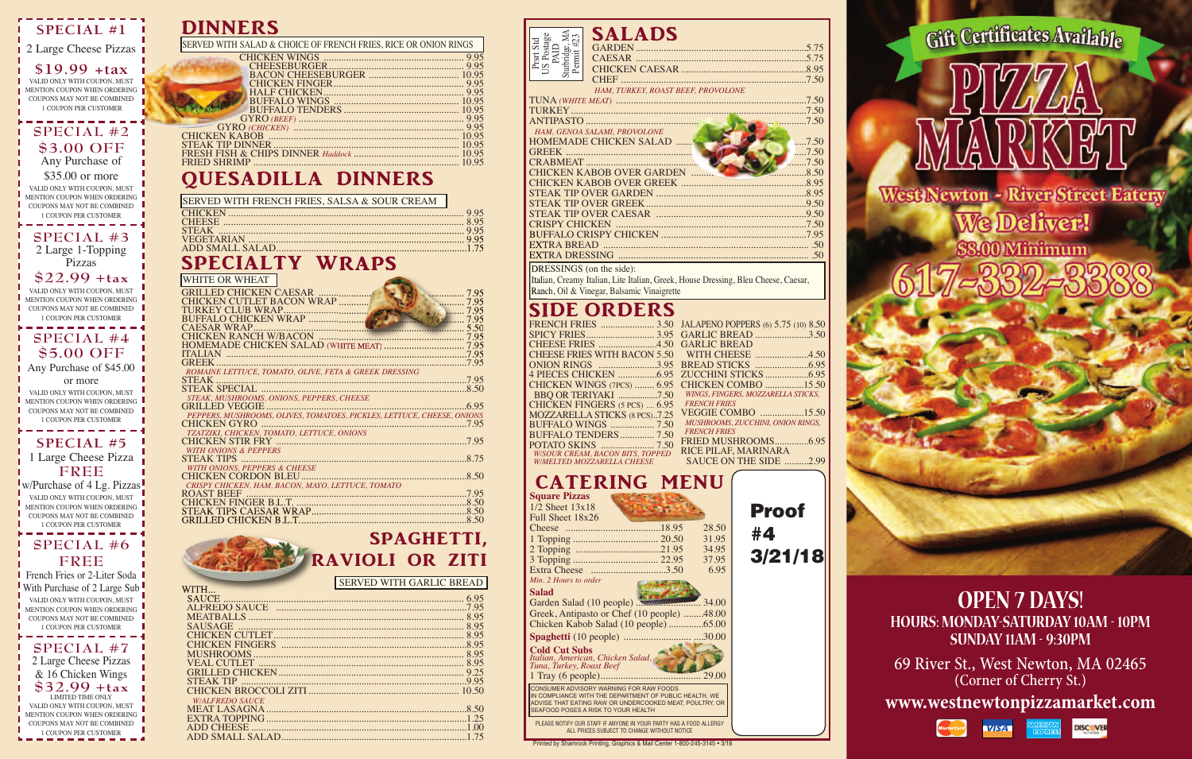## SPECIAL #1

2 Large Cheese Pizzas

**$19.99 +tax**

VALID ONLY WITH COUPON, MUST MENTION COUPON WHEN ORDERING COUPONS MAY NOT BE COMBINED 1 COUPON PER CUSTOMER

## SPECIAL #2

**$3.00 OFF**

Any Purchase of $35.00 or more

VALID ONLY WITH COUPON, MUST MENTION COUPON WHEN ORDERING COUPONS MAY NOT BE COMBINED 1 COUPON PER CUSTOMER

## SPECIAL #3

2 Large 1-Topping Pizzas

**$22.99 +tax**

VALID ONLY WITH COUPON, MUST MENTION COUPON WHEN ORDERING COUPONS MAY NOT BE COMBINED 1 COUPON PER CUSTOMER

## SPECIAL #4

**$5.00 OFF**

Any Purchase of $45.00 or more

VALID ONLY WITH COUPON, MUST MENTION COUPON WHEN ORDERING COUPONS MAY NOT BE COMBINED 1 COUPON PER CUSTOMER

## SPECIAL #5

1 Large Cheese Pizza **FREE**

w/Purchase of 4 Lg. Pizzas

VALID ONLY WITH COUPON, MUST MENTION COUPON WHEN ORDERING COUPONS MAY NOT BE COMBINED 1 COUPON PER CUSTOMER

## SPECIAL #6

**FREE**

French Fries or 2-Liter Soda With Purchase of 2 Large Sub

VALID ONLY WITH COUPON, MUST MENTION COUPON WHEN ORDERING COUPONS MAY NOT BE COMBINED 1 COUPON PER CUSTOMER

## SPECIAL #7

2 Large Cheese Pizzas & 16 Chicken Wings

**$32.99 +tax**

LIMITED TIME ONLY

VALID ONLY WITH COUPON, MUST MENTION COUPON WHEN ORDERING COUPONS MAY NOT BE COMBINED 1 COUPON PER CUSTOMER

# DINNERS

SERVED WITH SALAD & CHOICE OF FRENCH FRIES, RICE OR ONION RINGS

| Item | Price |
|---|---|
| CHICKEN WINGS | 9.95 |
| CHEESEBURGER | 9.95 |
| BACON CHEESEBURGER | 10.95 |
| CHICKEN FINGER | 9.95 |
| HALF CHICKEN | 9.95 |
| BUFFALO WINGS | 10.95 |
| BUFFALO TENDERS | 10.95 |
| GYRO *(BEEF)* | 9.95 |
| GYRO *(CHICKEN)* | 9.95 |
| CHICKEN KABOB | 10.95 |
| STEAK TIP DINNER | 10.95 |
| FRESH FISH & CHIPS DINNER *Haddock* | 10.95 |
| FRIED SHRIMP | 10.95 |

# QUESADILLA DINNERS

SERVED WITH FRENCH FRIES, SALSA & SOUR CREAM

| Item | Price |
|---|---|
| CHICKEN | 9.95 |
| CHEESE | 8.95 |
| STEAK | 9.95 |
| VEGETARIAN | 9.95 |
| ADD SMALL SALAD | 1.75 |

# SPECIALTY WRAPS

WHITE OR WHEAT

| Item | Price |
|---|---|
| GRILLED CHICKEN CAESAR | 7.95 |
| CHICKEN CUTLET BACON WRAP | 7.95 |
| TURKEY CLUB WRAP | 7.95 |
| BUFFALO CHICKEN WRAP | 7.95 |
| CAESAR WRAP | 5.50 |
| CHICKEN RANCH W/BACON | 7.95 |
| HOMEMADE CHICKEN SALAD (WHITE MEAT) | 7.95 |
| ITALIAN | 7.95 |
| GREEK *ROMAINE LETTUCE, TOMATO, OLIVE, FETA & GREEK DRESSING* | 7.95 |
| STEAK | 7.95 |
| STEAK SPECIAL *STEAK, MUSHROOMS, ONIONS, PEPPERS, CHEESE* | 8.50 |
| GRILLED VEGGIE *PEPPERS, MUSHROOMS, OLIVES, TOMATOES, PICKLES, LETTUCE, CHEESE, ONIONS* | 6.95 |
| CHICKEN GYRO *TZATZIKI, CHICKEN, TOMATO, LETTUCE, ONIONS* | 7.95 |
| CHICKEN STIR FRY *WITH ONIONS & PEPPERS* | 7.95 |
| STEAK TIPS *WITH ONIONS, PEPPERS & CHEESE* | 8.75 |
| CHICKEN CORDON BLEU *CRISPY CHICKEN, HAM, BACON, MAYO, LETTUCE, TOMATO* | 8.50 |
| ROAST BEEF | 7.95 |
| CHICKEN FINGER B.L.T. | 8.50 |
| STEAK TIPS CAESAR WRAP | 8.50 |
| GRILLED CHICKEN B.L.T. | 8.50 |

# SPAGHETTI, RAVIOLI OR ZITI

SERVED WITH GARLIC BREAD

WITH...

| Item | Price |
|---|---|
| SAUCE | 6.95 |
| ALFREDO SAUCE | 7.95 |
| MEATBALLS | 8.95 |
| SAUSAGE | 8.95 |
| CHICKEN CUTLET | 8.95 |
| CHICKEN FINGERS | 8.95 |
| MUSHROOMS | 8.95 |
| VEAL CUTLET | 8.95 |
| GRILLED CHICKEN | 9.25 |
| STEAK TIP | 9.95 |
| CHICKEN BROCCOLI ZITI *W/ALFREDO SAUCE* | 10.50 |
| MEAT LASAGNA | 8.50 |
| EXTRA TOPPING | 1.25 |
| ADD CHEESE | 1.00 |
| ADD SMALL SALAD | 1.75 |

Prsrt Std US Postage PAID Sturbridge, MA Permit #23

# SALADS

| Item | Price |
|---|---|
| GARDEN | 5.75 |
| CAESAR | 5.75 |
| CHICKEN CAESAR | 8.95 |
| CHEF *HAM, TURKEY, ROAST BEEF, PROVOLONE* | 7.50 |
| TUNA *(WHITE MEAT)* | 7.50 |
| TURKEY | 7.50 |
| ANTIPASTO *HAM, GENOA SALAMI, PROVOLONE* | 7.50 |
| HOMEMADE CHICKEN SALAD | 7.50 |
| GREEK | 7.50 |
| CRABMEAT | 7.50 |
| CHICKEN KABOB OVER GARDEN | 8.50 |
| CHICKEN KABOB OVER GREEK | 8.95 |
| STEAK TIP OVER GARDEN | 8.95 |
| STEAK TIP OVER GREEK | 9.50 |
| STEAK TIP OVER CAESAR | 9.50 |
| CRISPY CHICKEN | 7.50 |
| BUFFALO CRISPY CHICKEN | 7.95 |
| EXTRA BREAD | .50 |
| EXTRA DRESSING | .50 |

DRESSINGS (on the side): Italian, Creamy Italian, Lite Italian, Greek, House Dressing, Bleu Cheese, Caesar, Ranch, Oil & Vinegar, Balsamic Vinaigrette

# SIDE ORDERS

| Item | Price |
|---|---|
| FRENCH FRIES | 3.50 |
| SPICY FRIES | 3.95 |
| CHEESE FRIES | 4.50 |
| CHEESE FRIES WITH BACON | 5.50 |
| ONION RINGS | 3.95 |
| 4 PIECES CHICKEN | 6.95 |
| CHICKEN WINGS (7PCS) | 6.95 |
| BBQ OR TERIYAKI | 7.50 |
| CHICKEN FINGERS (5 PCS) | 6.95 |
| MOZZARELLA STICKS (8 PCS) | 7.25 |
| BUFFALO WINGS | 7.50 |
| BUFFALO TENDERS | 7.50 |
| POTATO SKINS *W/SOUR CREAM, BACON BITS, TOPPED W/MELTED MOZZARELLA CHEESE* | 7.50 |
| JALAPENO POPPERS (6) 5.75 (10) | 8.50 |
| GARLIC BREAD | 3.50 |
| GARLIC BREAD WITH CHEESE | 4.50 |
| BREAD STICKS | 6.95 |
| ZUCCHINI STICKS | 6.95 |
| CHICKEN COMBO *WINGS, FINGERS, MOZZARELLA STICKS, FRENCH FRIES* | 15.50 |
| VEGGIE COMBO *MUSHROOMS, ZUCCHINI, ONION RINGS, FRENCH FRIES* | 15.50 |
| FRIED MUSHROOMS | 6.95 |
| RICE PILAF, MARINARA SAUCE ON THE SIDE | 2.99 |

# CATERING MENU

**Square Pizzas**

| | 1/2 Sheet 13x18 | Full Sheet 18x26 |
|---|---|---|
| Cheese | 18.95 | 28.50 |
| 1 Topping | 20.50 | 31.95 |
| 2 Topping | 21.95 | 34.95 |
| 3 Topping | 22.95 | 37.95 |
| Extra Cheese | 3.50 | 6.95 |

*Min. 2 Hours to order*

**Salad**

| Item | Price |
|---|---|
| Garden Salad (10 people) | 34.00 |
| Greek, Antipasto or Chef (10 people) | 48.00 |
| Chicken Kabob Salad (10 people) | 65.00 |

**Spaghetti** (10 people) 30.00

**Cold Cut Subs**
*Italian, American, Chicken Salad, Tuna, Turkey, Roast Beef*
1 Tray (6 people) 29.00

**Proof #4 3/21/18**

CONSUMER ADVISORY WARNING FOR RAW FOODS
IN COMPLIANCE WITH THE DEPARTMENT OF PUBLIC HEALTH, WE ADVISE THAT EATING RAW OR UNDERCOOKED MEAT, POULTRY, OR SEAFOOD POSES A RISK TO YOUR HEALTH

PLEASE NOTIFY OUR STAFF IF ANYONE IN YOUR PARTY HAS A FOOD ALLERGY
ALL PRICES SUBJECT TO CHANGE WITHOUT NOTICE

Printed by Shamrock Printing, Graphics & Mail Center 1-800-245-3145 • 3/18

Gift Certificates Available

# PIZZA MARKET

## West Newton - River Street Eatery

**We Deliver!**

**$8.00 Minimum**

**617-332-3388**

## OPEN 7 DAYS!

**HOURS: MONDAY-SATURDAY 10AM - 10PM**
**SUNDAY 11AM - 9:30PM**

69 River St., West Newton, MA 02465
(Corner of Cherry St.)

**www.westnewtonpizzamarket.com**

MasterCard VISA American Express Discover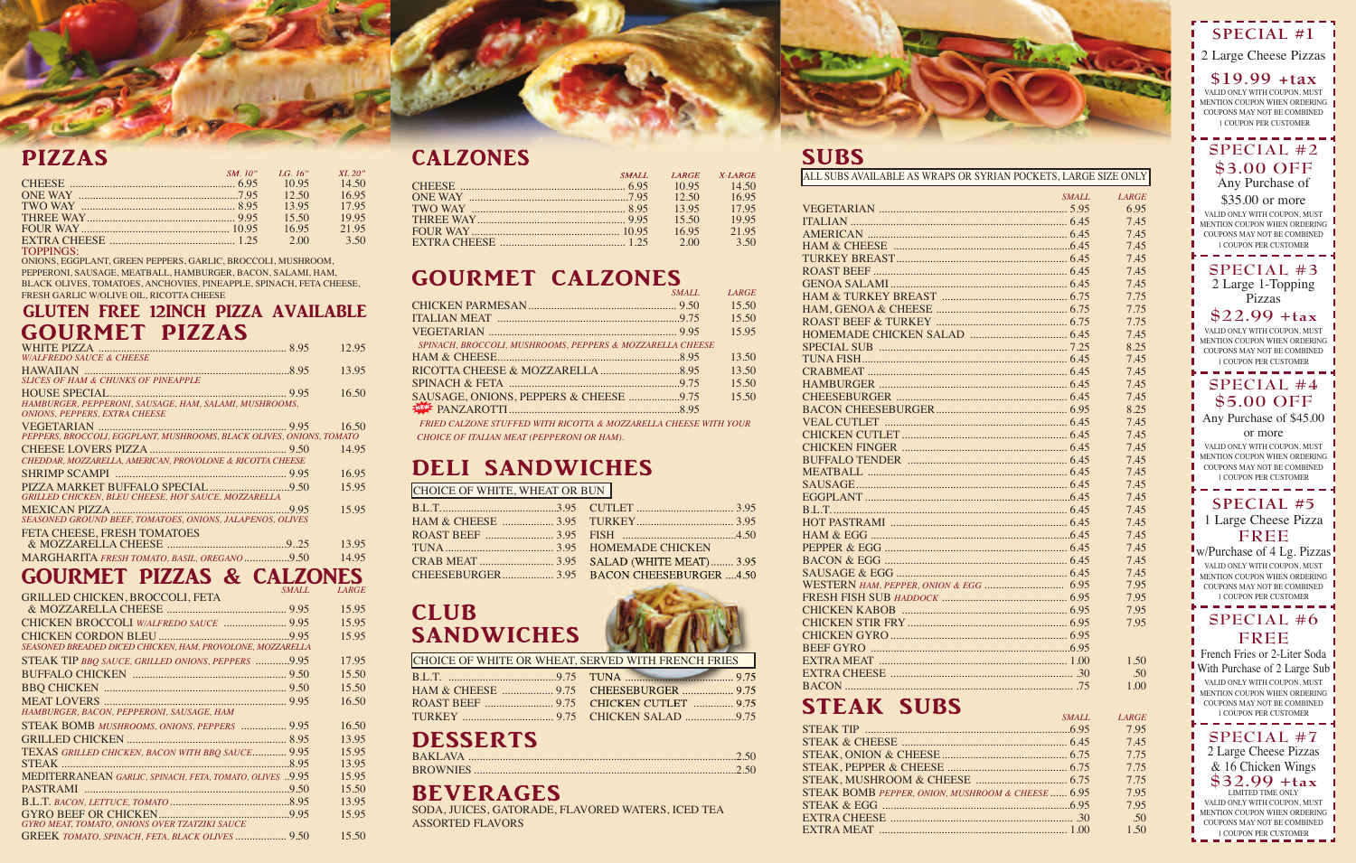## PIZZAS

| | SM. 10" | LG. 16" | XL 20" |
|---|---|---|---|
| CHEESE | 6.95 | 10.95 | 14.50 |
| ONE WAY | 7.95 | 12.50 | 16.95 |
| TWO WAY | 8.95 | 13.95 | 17.95 |
| THREE WAY | 9.95 | 15.50 | 19.95 |
| FOUR WAY | 10.95 | 16.95 | 21.95 |
| EXTRA CHEESE | 1.25 | 2.00 | 3.50 |

TOPPINGS:
ONIONS, EGGPLANT, GREEN PEPPERS, GARLIC, BROCCOLI, MUSHROOM, PEPPERONI, SAUSAGE, MEATBALL, HAMBURGER, BACON, SALAMI, HAM, BLACK OLIVES, TOMATOES, ANCHOVIES, PINEAPPLE, SPINACH, FETA CHEESE, FRESH GARLIC W/OLIVE OIL, RICOTTA CHEESE

## GLUTEN FREE 12INCH PIZZA AVAILABLE

## GOURMET PIZZAS

| | | |
|---|---|---|
| WHITE PIZZA *W/ALFREDO SAUCE & CHEESE* | 8.95 | 12.95 |
| HAWAIIAN *SLICES OF HAM & CHUNKS OF PINEAPPLE* | 8.95 | 13.95 |
| HOUSE SPECIAL *HAMBURGER, PEPPERONI, SAUSAGE, HAM, SALAMI, MUSHROOMS, ONIONS, PEPPERS, EXTRA CHEESE* | 9.95 | 16.50 |
| VEGETARIAN *PEPPERS, BROCCOLI, EGGPLANT, MUSHROOMS, BLACK OLIVES, ONIONS, TOMATO* | 9.95 | 16.50 |
| CHEESE LOVERS PIZZA *CHEDDAR, MOZZARELLA, AMERICAN, PROVOLONE & RICOTTA CHEESE* | 9.50 | 14.95 |
| SHRIMP SCAMPI | 9.95 | 16.95 |
| PIZZA MARKET BUFFALO SPECIAL *GRILLED CHICKEN, BLEU CHEESE, HOT SAUCE, MOZZARELLA* | 9.50 | 15.95 |
| MEXICAN PIZZA *SEASONED GROUND BEEF, TOMATOES, ONIONS, JALAPENOS, OLIVES* | 9.95 | 15.95 |
| FETA CHEESE, FRESH TOMATOES & MOZZARELLA CHEESE | 9..25 | 13.95 |
| MARGHARITA *FRESH TOMATO, BASIL, OREGANO* | 9.50 | 14.95 |

## GOURMET PIZZAS & CALZONES

| | SMALL | LARGE |
|---|---|---|
| GRILLED CHICKEN, BROCCOLI, FETA & MOZZARELLA CHEESE | 9.95 | 15.95 |
| CHICKEN BROCCOLI *W/ALFREDO SAUCE* | 9.95 | 15.95 |
| CHICKEN CORDON BLEU *SEASONED BREADED DICED CHICKEN, HAM, PROVOLONE, MOZZARELLA* | 9.95 | 15.95 |
| STEAK TIP *BBQ SAUCE, GRILLED ONIONS, PEPPERS* | 9.95 | 17.95 |
| BUFFALO CHICKEN | 9.50 | 15.50 |
| BBQ CHICKEN | 9.50 | 15.50 |
| MEAT LOVERS *HAMBURGER, BACON, PEPPERONI, SAUSAGE, HAM* | 9.95 | 16.50 |
| STEAK BOMB *MUSHROOMS, ONIONS, PEPPERS* | 9.95 | 16.50 |
| GRILLED CHICKEN | 8.95 | 13.95 |
| TEXAS *GRILLED CHICKEN, BACON WITH BBQ SAUCE* | 9.95 | 15.95 |
| STEAK | 8.95 | 13.95 |
| MEDITERRANEAN *GARLIC, SPINACH, FETA, TOMATO, OLIVES* | 9.95 | 15.95 |
| PASTRAMI | 9.50 | 15.50 |
| B.L.T. *BACON, LETTUCE, TOMATO* | 8.95 | 13.95 |
| GYRO BEEF OR CHICKEN *GYRO MEAT, TOMATO, ONIONS OVER TZATZIKI SAUCE* | 9.95 | 15.95 |
| GREEK *TOMATO, SPINACH, FETA, BLACK OLIVES* | 9.50 | 15.50 |

## CALZONES

| | SMALL | LARGE | X-LARGE |
|---|---|---|---|
| CHEESE | 6.95 | 10.95 | 14.50 |
| ONE WAY | 7.95 | 12.50 | 16.95 |
| TWO WAY | 8.95 | 13.95 | 17.95 |
| THREE WAY | 9.95 | 15.50 | 19.95 |
| FOUR WAY | 10.95 | 16.95 | 21.95 |
| EXTRA CHEESE | 1.25 | 2.00 | 3.50 |

## GOURMET CALZONES

| | SMALL | LARGE |
|---|---|---|
| CHICKEN PARMESAN | 9.50 | 15.50 |
| ITALIAN MEAT | 9.75 | 15.50 |
| VEGETARIAN *SPINACH, BROCCOLI, MUSHROOMS, PEPPERS & MOZZARELLA CHEESE* | 9.95 | 15.95 |
| HAM & CHEESE | 8.95 | 13.50 |
| RICOTTA CHEESE & MOZZARELLA | 8.95 | 13.50 |
| SPINACH & FETA | 9.75 | 15.50 |
| SAUSAGE, ONIONS, PEPPERS & CHEESE | 9.75 | 15.50 |
| NEW PANZAROTTI *FRIED CALZONE STUFFED WITH RICOTTA & MOZZARELLA CHEESE WITH YOUR CHOICE OF ITALIAN MEAT (PEPPERONI OR HAM).* | 8.95 | |

## DELI SANDWICHES

CHOICE OF WHITE, WHEAT OR BUN

| | | | |
|---|---|---|---|
| B.L.T. | 3.95 | CUTLET | 3.95 |
| HAM & CHEESE | 3.95 | TURKEY | 3.95 |
| ROAST BEEF | 3.95 | FISH | 4.50 |
| TUNA | 3.95 | HOMEMADE CHICKEN SALAD (WHITE MEAT) | 3.95 |
| CRAB MEAT | 3.95 | | |
| CHEESEBURGER | 3.95 | BACON CHEESEBURGER | 4.50 |

## CLUB SANDWICHES

CHOICE OF WHITE OR WHEAT, SERVED WITH FRENCH FRIES

| | | | |
|---|---|---|---|
| B.L.T. | 9.75 | TUNA | 9.75 |
| HAM & CHEESE | 9.75 | CHEESEBURGER | 9.75 |
| ROAST BEEF | 9.75 | CHICKEN CUTLET | 9.75 |
| TURKEY | 9.75 | CHICKEN SALAD | 9.75 |

## DESSERTS

| | |
|---|---|
| BAKLAVA | 2.50 |
| BROWNIES | 2.50 |

## BEVERAGES

SODA, JUICES, GATORADE, FLAVORED WATERS, ICED TEA ASSORTED FLAVORS

## SUBS

ALL SUBS AVAILABLE AS WRAPS OR SYRIAN POCKETS, LARGE SIZE ONLY

| | SMALL | LARGE |
|---|---|---|
| VEGETARIAN | 5.95 | 6.95 |
| ITALIAN | 6.45 | 7.45 |
| AMERICAN | 6.45 | 7.45 |
| HAM & CHEESE | 6.45 | 7.45 |
| TURKEY BREAST | 6.45 | 7.45 |
| ROAST BEEF | 6.45 | 7.45 |
| GENOA SALAMI | 6.45 | 7.45 |
| HAM & TURKEY BREAST | 6.75 | 7.75 |
| HAM, GENOA & CHEESE | 6.75 | 7.75 |
| ROAST BEEF & TURKEY | 6.75 | 7.75 |
| HOMEMADE CHICKEN SALAD | 6.45 | 7.45 |
| SPECIAL SUB | 7.25 | 8.25 |
| TUNA FISH | 6.45 | 7.45 |
| CRABMEAT | 6.45 | 7.45 |
| HAMBURGER | 6.45 | 7.45 |
| CHEESEBURGER | 6.45 | 7.45 |
| BACON CHEESEBURGER | 6.95 | 8.25 |
| VEAL CUTLET | 6.45 | 7.45 |
| CHICKEN CUTLET | 6.45 | 7.45 |
| CHICKEN FINGER | 6.45 | 7.45 |
| BUFFALO TENDER | 6.45 | 7.45 |
| MEATBALL | 6.45 | 7.45 |
| SAUSAGE | 6.45 | 7.45 |
| EGGPLANT | 6.45 | 7.45 |
| B.L.T. | 6.45 | 7.45 |
| HOT PASTRAMI | 6.45 | 7.45 |
| HAM & EGG | 6.45 | 7.45 |
| PEPPER & EGG | 6.45 | 7.45 |
| BACON & EGG | 6.45 | 7.45 |
| SAUSAGE & EGG | 6.45 | 7.45 |
| WESTERN *HAM, PEPPER, ONION & EGG* | 6.95 | 7.95 |
| FRESH FISH SUB *HADDOCK* | 6.95 | 7.95 |
| CHICKEN KABOB | 6.95 | 7.95 |
| CHICKEN STIR FRY | 6.95 | 7.95 |
| CHICKEN GYRO | 6.95 | |
| BEEF GYRO | 6.95 | |
| EXTRA MEAT | 1.00 | 1.50 |
| EXTRA CHEESE | .30 | .50 |
| BACON | .75 | 1.00 |

## STEAK SUBS

| | SMALL | LARGE |
|---|---|---|
| STEAK TIP | 6.95 | 7.95 |
| STEAK & CHEESE | 6.45 | 7.45 |
| STEAK, ONION & CHEESE | 6.75 | 7.75 |
| STEAK, PEPPER & CHEESE | 6.75 | 7.75 |
| STEAK, MUSHROOM & CHEESE | 6.75 | 7.75 |
| STEAK BOMB *PEPPER, ONION, MUSHROOM & CHEESE* | 6.95 | 7.95 |
| STEAK & EGG | 6.95 | 7.95 |
| EXTRA CHEESE | .30 | .50 |
| EXTRA MEAT | 1.00 | 1.50 |

## SPECIAL #1

2 Large Cheese Pizzas

**$19.99 +tax**

VALID ONLY WITH COUPON, MUST MENTION COUPON WHEN ORDERING COUPONS MAY NOT BE COMBINED 1 COUPON PER CUSTOMER

## SPECIAL #2

**$3.00 OFF**

Any Purchase of $35.00 or more

VALID ONLY WITH COUPON, MUST MENTION COUPON WHEN ORDERING COUPONS MAY NOT BE COMBINED 1 COUPON PER CUSTOMER

## SPECIAL #3

2 Large 1-Topping Pizzas

**$22.99 +tax**

VALID ONLY WITH COUPON, MUST MENTION COUPON WHEN ORDERING COUPONS MAY NOT BE COMBINED 1 COUPON PER CUSTOMER

## SPECIAL #4

**$5.00 OFF**

Any Purchase of $45.00 or more

VALID ONLY WITH COUPON, MUST MENTION COUPON WHEN ORDERING COUPONS MAY NOT BE COMBINED 1 COUPON PER CUSTOMER

## SPECIAL #5

1 Large Cheese Pizza

**FREE**

w/Purchase of 4 Lg. Pizzas

VALID ONLY WITH COUPON, MUST MENTION COUPON WHEN ORDERING COUPONS MAY NOT BE COMBINED 1 COUPON PER CUSTOMER

## SPECIAL #6

**FREE**

French Fries or 2-Liter Soda With Purchase of 2 Large Sub

VALID ONLY WITH COUPON, MUST MENTION COUPON WHEN ORDERING COUPONS MAY NOT BE COMBINED 1 COUPON PER CUSTOMER

## SPECIAL #7

2 Large Cheese Pizzas & 16 Chicken Wings

**$32.99 +tax**

LIMITED TIME ONLY

VALID ONLY WITH COUPON, MUST MENTION COUPON WHEN ORDERING COUPONS MAY NOT BE COMBINED 1 COUPON PER CUSTOMER